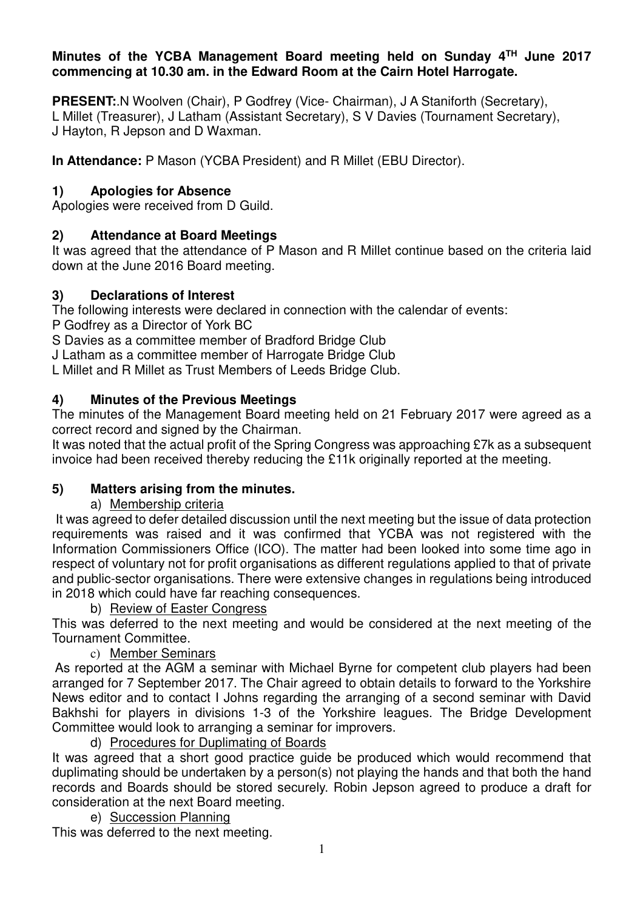**Minutes of the YCBA Management Board meeting held on Sunday 4TH June 2017 commencing at 10.30 am. in the Edward Room at the Cairn Hotel Harrogate.**

**PRESENT:**.N Woolven (Chair), P Godfrey (Vice- Chairman), J A Staniforth (Secretary), L Millet (Treasurer), J Latham (Assistant Secretary), S V Davies (Tournament Secretary), J Hayton, R Jepson and D Waxman.

**In Attendance:** P Mason (YCBA President) and R Millet (EBU Director).

## 1) Apologies for Absence

Apologies were received from D Guild.

## 2) Attendance at Board Meetings

It was agreed that the attendance of P Mason and R Millet continue based on the criteria laid down at the June 2016 Board meeting.

## 3) Declarations of Interest

The following interests were declared in connection with the calendar of events:
P Godfrey as a Director of York BC
S Davies as a committee member of Bradford Bridge Club
J Latham as a committee member of Harrogate Bridge Club
L Millet and R Millet as Trust Members of Leeds Bridge Club.

## 4) Minutes of the Previous Meetings

The minutes of the Management Board meeting held on 21 February 2017 were agreed as a correct record and signed by the Chairman.
It was noted that the actual profit of the Spring Congress was approaching £7k as a subsequent invoice had been received thereby reducing the £11k originally reported at the meeting.

## 5) Matters arising from the minutes.

a) Membership criteria

It was agreed to defer detailed discussion until the next meeting but the issue of data protection requirements was raised and it was confirmed that YCBA was not registered with the Information Commissioners Office (ICO). The matter had been looked into some time ago in respect of voluntary not for profit organisations as different regulations applied to that of private and public-sector organisations. There were extensive changes in regulations being introduced in 2018 which could have far reaching consequences.

b) Review of Easter Congress

This was deferred to the next meeting and would be considered at the next meeting of the Tournament Committee.

c) Member Seminars

As reported at the AGM a seminar with Michael Byrne for competent club players had been arranged for 7 September 2017. The Chair agreed to obtain details to forward to the Yorkshire News editor and to contact I Johns regarding the arranging of a second seminar with David Bakhshi for players in divisions 1-3 of the Yorkshire leagues. The Bridge Development Committee would look to arranging a seminar for improvers.

d) Procedures for Duplimating of Boards

It was agreed that a short good practice guide be produced which would recommend that duplimating should be undertaken by a person(s) not playing the hands and that both the hand records and Boards should be stored securely. Robin Jepson agreed to produce a draft for consideration at the next Board meeting.

e) Succession Planning

This was deferred to the next meeting.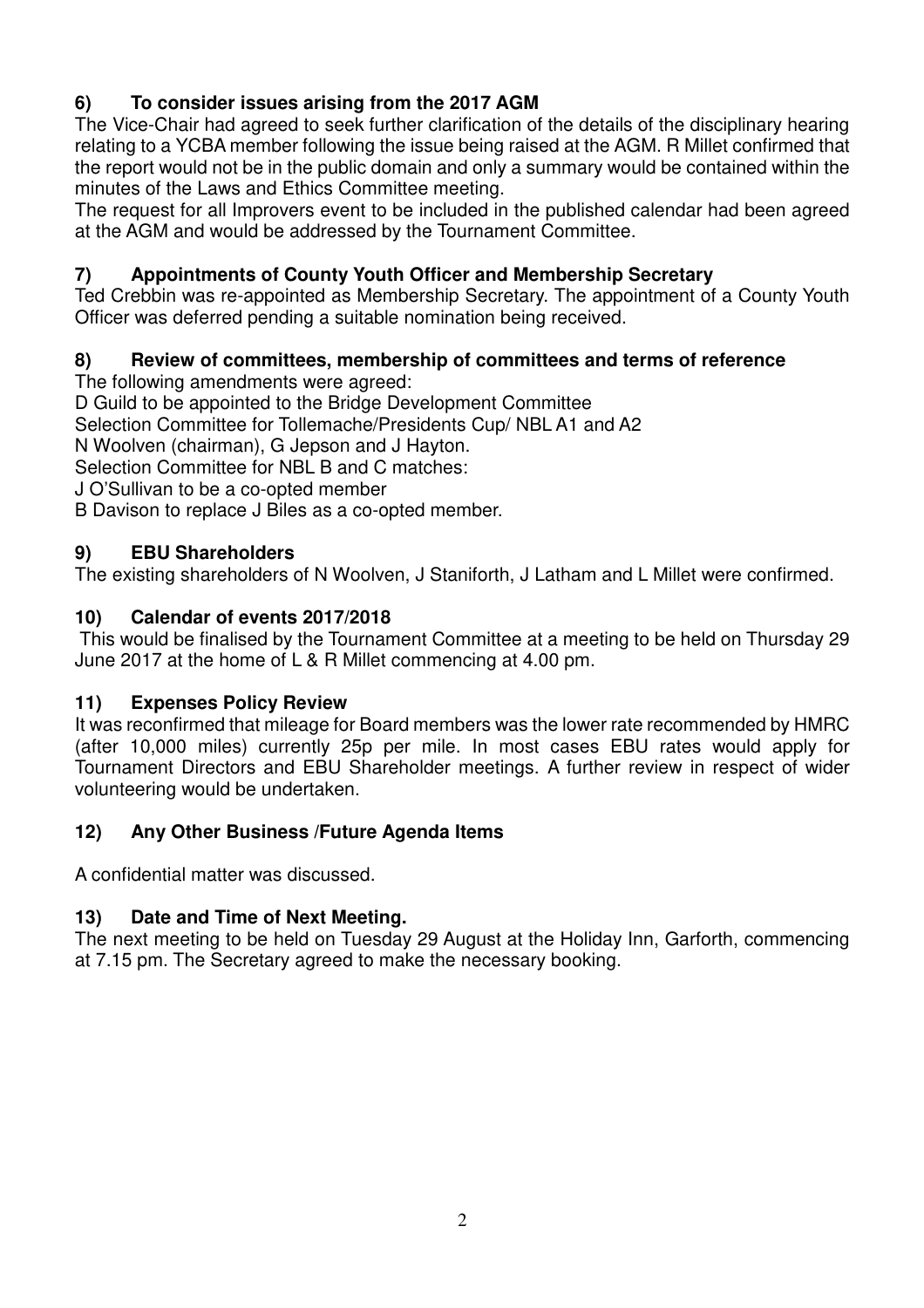## 6) To consider issues arising from the 2017 AGM

The Vice-Chair had agreed to seek further clarification of the details of the disciplinary hearing relating to a YCBA member following the issue being raised at the AGM. R Millet confirmed that the report would not be in the public domain and only a summary would be contained within the minutes of the Laws and Ethics Committee meeting.

The request for all Improvers event to be included in the published calendar had been agreed at the AGM and would be addressed by the Tournament Committee.

## 7) Appointments of County Youth Officer and Membership Secretary

Ted Crebbin was re-appointed as Membership Secretary. The appointment of a County Youth Officer was deferred pending a suitable nomination being received.

## 8) Review of committees, membership of committees and terms of reference

The following amendments were agreed:

D Guild to be appointed to the Bridge Development Committee

Selection Committee for Tollemache/Presidents Cup/ NBL A1 and A2

N Woolven (chairman), G Jepson and J Hayton.

Selection Committee for NBL B and C matches:

J O'Sullivan to be a co-opted member

B Davison to replace J Biles as a co-opted member.

## 9) EBU Shareholders

The existing shareholders of N Woolven, J Staniforth, J Latham and L Millet were confirmed.

## 10) Calendar of events 2017/2018

This would be finalised by the Tournament Committee at a meeting to be held on Thursday 29 June 2017 at the home of L & R Millet commencing at 4.00 pm.

## 11) Expenses Policy Review

It was reconfirmed that mileage for Board members was the lower rate recommended by HMRC (after 10,000 miles) currently 25p per mile. In most cases EBU rates would apply for Tournament Directors and EBU Shareholder meetings. A further review in respect of wider volunteering would be undertaken.

## 12) Any Other Business /Future Agenda Items

A confidential matter was discussed.

## 13) Date and Time of Next Meeting.

The next meeting to be held on Tuesday 29 August at the Holiday Inn, Garforth, commencing at 7.15 pm. The Secretary agreed to make the necessary booking.